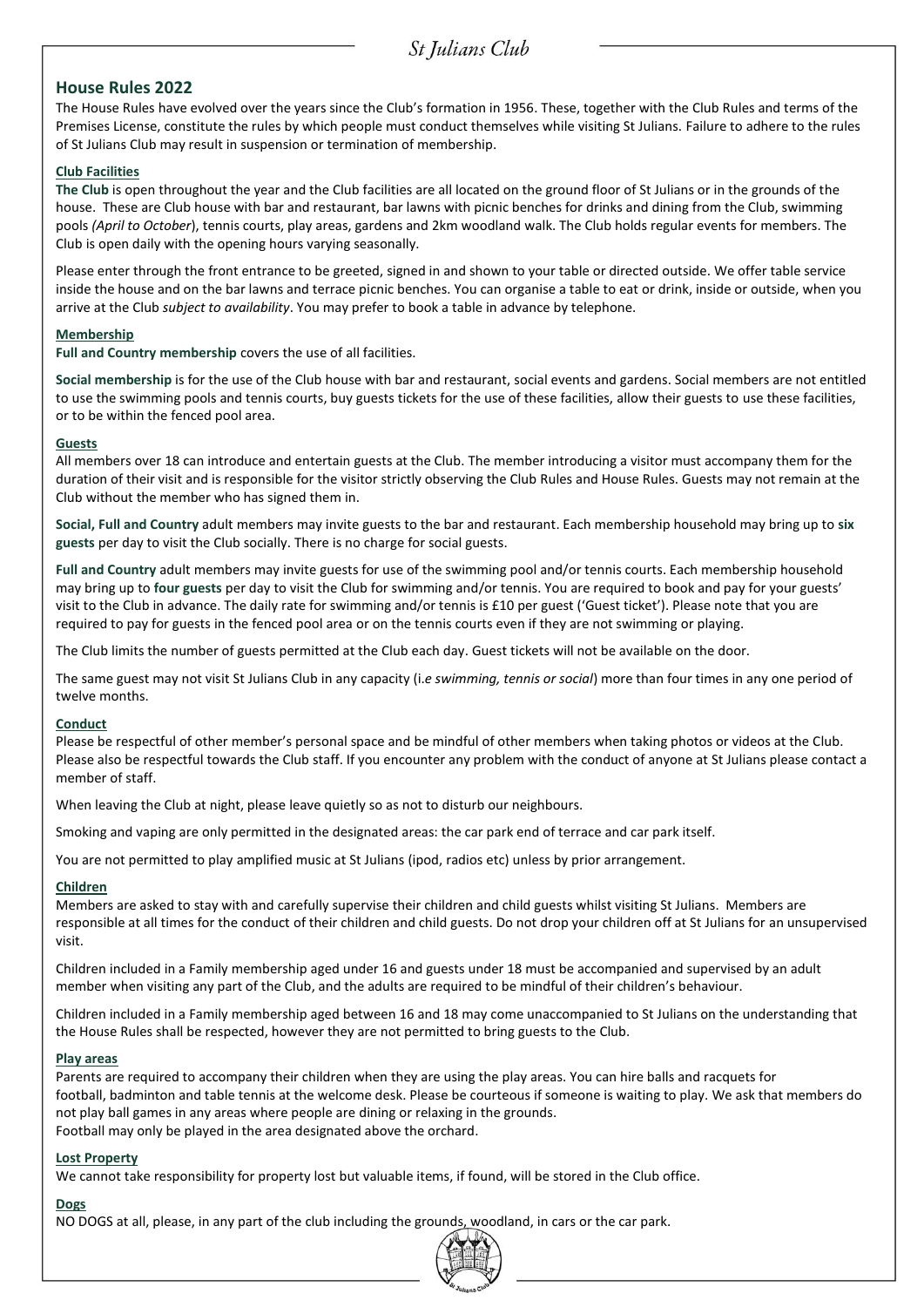St Julians Club

## House Rules 2022

The House Rules have evolved over the years since the Club's formation in 1956. These, together with the Club Rules and terms of the Premises License, constitute the rules by which people must conduct themselves while visiting St Julians. Failure to adhere to the rules of St Julians Club may result in suspension or termination of membership.

### Club Facilities

**The Club** is open throughout the year and the Club facilities are all located on the ground floor of St Julians or in the grounds of the house. These are Club house with bar and restaurant, bar lawns with picnic benches for drinks and dining from the Club, swimming pools *(April to October*), tennis courts, play areas, gardens and 2km woodland walk. The Club holds regular events for members. The Club is open daily with the opening hours varying seasonally.

Please enter through the front entrance to be greeted, signed in and shown to your table or directed outside. We offer table service inside the house and on the bar lawns and terrace picnic benches. You can organise a table to eat or drink, inside or outside, when you arrive at the Club *subject to availability*. You may prefer to book a table in advance by telephone.

### Membership

**Full and Country membership** covers the use of all facilities.

**Social membership** is for the use of the Club house with bar and restaurant, social events and gardens. Social members are not entitled to use the swimming pools and tennis courts, buy guests tickets for the use of these facilities, allow their guests to use these facilities, or to be within the fenced pool area.

### Guests

All members over 18 can introduce and entertain guests at the Club. The member introducing a visitor must accompany them for the duration of their visit and is responsible for the visitor strictly observing the Club Rules and House Rules. Guests may not remain at the Club without the member who has signed them in.

**Social, Full and Country** adult members may invite guests to the bar and restaurant. Each membership household may bring up to **six guests** per day to visit the Club socially. There is no charge for social guests.

**Full and Country** adult members may invite guests for use of the swimming pool and/or tennis courts. Each membership household may bring up to **four guests** per day to visit the Club for swimming and/or tennis. You are required to book and pay for your guests' visit to the Club in advance. The daily rate for swimming and/or tennis is £10 per guest ('Guest ticket'). Please note that you are required to pay for guests in the fenced pool area or on the tennis courts even if they are not swimming or playing.

The Club limits the number of guests permitted at the Club each day. Guest tickets will not be available on the door.

The same guest may not visit St Julians Club in any capacity (i.*e swimming, tennis or social*) more than four times in any one period of twelve months.

### Conduct

Please be respectful of other member's personal space and be mindful of other members when taking photos or videos at the Club. Please also be respectful towards the Club staff. If you encounter any problem with the conduct of anyone at St Julians please contact a member of staff.

When leaving the Club at night, please leave quietly so as not to disturb our neighbours.

Smoking and vaping are only permitted in the designated areas: the car park end of terrace and car park itself.

You are not permitted to play amplified music at St Julians (ipod, radios etc) unless by prior arrangement.

### Children

Members are asked to stay with and carefully supervise their children and child guests whilst visiting St Julians. Members are responsible at all times for the conduct of their children and child guests. Do not drop your children off at St Julians for an unsupervised visit.

Children included in a Family membership aged under 16 and guests under 18 must be accompanied and supervised by an adult member when visiting any part of the Club, and the adults are required to be mindful of their children's behaviour.

Children included in a Family membership aged between 16 and 18 may come unaccompanied to St Julians on the understanding that the House Rules shall be respected, however they are not permitted to bring guests to the Club.

### Play areas

Parents are required to accompany their children when they are using the play areas. You can hire balls and racquets for football, badminton and table tennis at the welcome desk. Please be courteous if someone is waiting to play. We ask that members do not play ball games in any areas where people are dining or relaxing in the grounds.
Football may only be played in the area designated above the orchard.

### Lost Property

We cannot take responsibility for property lost but valuable items, if found, will be stored in the Club office.

### Dogs

NO DOGS at all, please, in any part of the club including the grounds, woodland, in cars or the car park.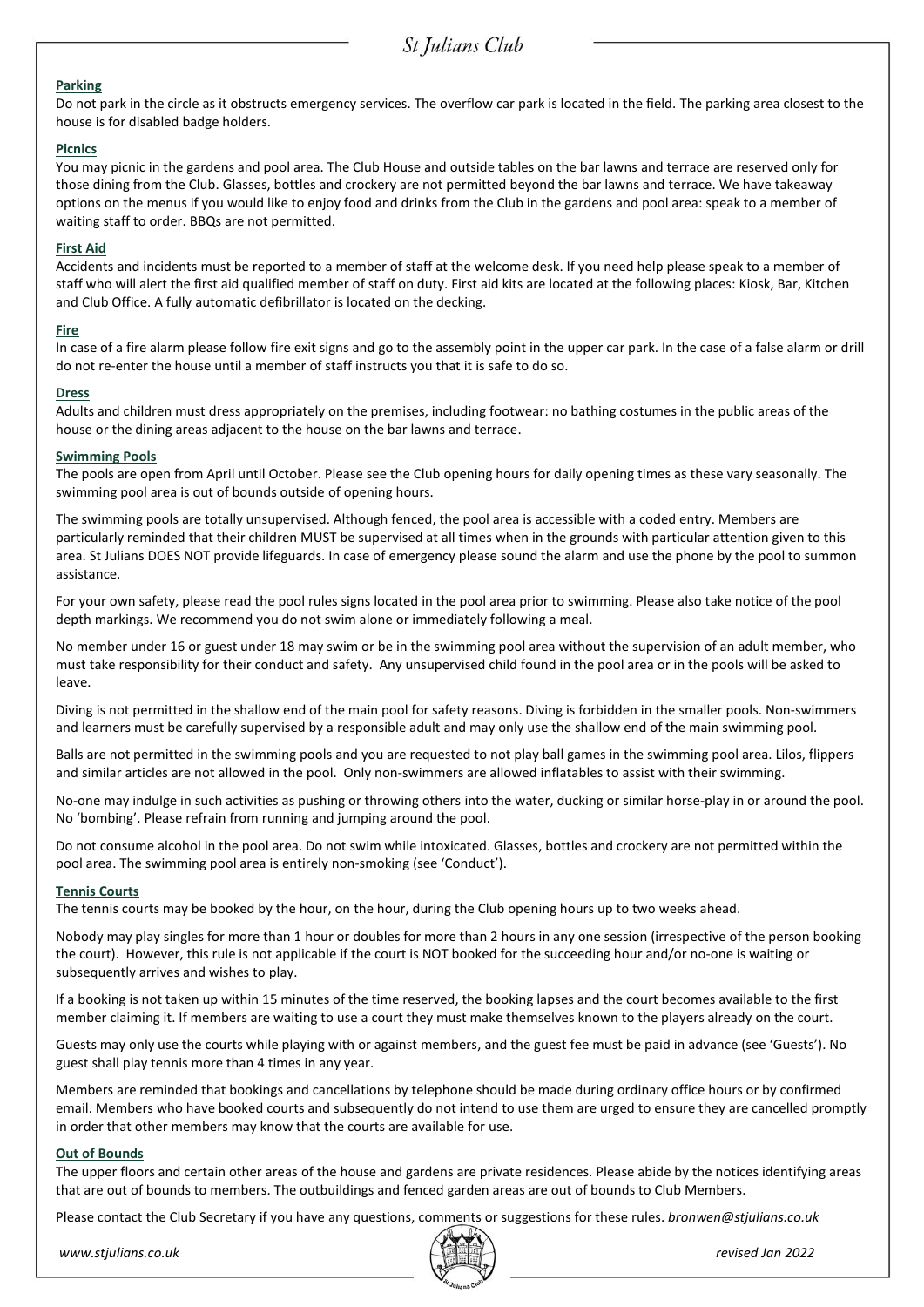# St Julians Club

### Parking

Do not park in the circle as it obstructs emergency services. The overflow car park is located in the field. The parking area closest to the house is for disabled badge holders.

### Picnics

You may picnic in the gardens and pool area. The Club House and outside tables on the bar lawns and terrace are reserved only for those dining from the Club. Glasses, bottles and crockery are not permitted beyond the bar lawns and terrace. We have takeaway options on the menus if you would like to enjoy food and drinks from the Club in the gardens and pool area: speak to a member of waiting staff to order. BBQs are not permitted.

### First Aid

Accidents and incidents must be reported to a member of staff at the welcome desk. If you need help please speak to a member of staff who will alert the first aid qualified member of staff on duty. First aid kits are located at the following places: Kiosk, Bar, Kitchen and Club Office. A fully automatic defibrillator is located on the decking.

### Fire

In case of a fire alarm please follow fire exit signs and go to the assembly point in the upper car park. In the case of a false alarm or drill do not re-enter the house until a member of staff instructs you that it is safe to do so.

### Dress

Adults and children must dress appropriately on the premises, including footwear: no bathing costumes in the public areas of the house or the dining areas adjacent to the house on the bar lawns and terrace.

### Swimming Pools

The pools are open from April until October. Please see the Club opening hours for daily opening times as these vary seasonally. The swimming pool area is out of bounds outside of opening hours.

The swimming pools are totally unsupervised. Although fenced, the pool area is accessible with a coded entry. Members are particularly reminded that their children MUST be supervised at all times when in the grounds with particular attention given to this area. St Julians DOES NOT provide lifeguards. In case of emergency please sound the alarm and use the phone by the pool to summon assistance.

For your own safety, please read the pool rules signs located in the pool area prior to swimming. Please also take notice of the pool depth markings. We recommend you do not swim alone or immediately following a meal.

No member under 16 or guest under 18 may swim or be in the swimming pool area without the supervision of an adult member, who must take responsibility for their conduct and safety. Any unsupervised child found in the pool area or in the pools will be asked to leave.

Diving is not permitted in the shallow end of the main pool for safety reasons. Diving is forbidden in the smaller pools. Non-swimmers and learners must be carefully supervised by a responsible adult and may only use the shallow end of the main swimming pool.

Balls are not permitted in the swimming pools and you are requested to not play ball games in the swimming pool area. Lilos, flippers and similar articles are not allowed in the pool. Only non-swimmers are allowed inflatables to assist with their swimming.

No-one may indulge in such activities as pushing or throwing others into the water, ducking or similar horse-play in or around the pool. No 'bombing'. Please refrain from running and jumping around the pool.

Do not consume alcohol in the pool area. Do not swim while intoxicated. Glasses, bottles and crockery are not permitted within the pool area. The swimming pool area is entirely non-smoking (see 'Conduct').

### Tennis Courts

The tennis courts may be booked by the hour, on the hour, during the Club opening hours up to two weeks ahead.

Nobody may play singles for more than 1 hour or doubles for more than 2 hours in any one session (irrespective of the person booking the court). However, this rule is not applicable if the court is NOT booked for the succeeding hour and/or no-one is waiting or subsequently arrives and wishes to play.

If a booking is not taken up within 15 minutes of the time reserved, the booking lapses and the court becomes available to the first member claiming it. If members are waiting to use a court they must make themselves known to the players already on the court.

Guests may only use the courts while playing with or against members, and the guest fee must be paid in advance (see 'Guests'). No guest shall play tennis more than 4 times in any year.

Members are reminded that bookings and cancellations by telephone should be made during ordinary office hours or by confirmed email. Members who have booked courts and subsequently do not intend to use them are urged to ensure they are cancelled promptly in order that other members may know that the courts are available for use.

### Out of Bounds

The upper floors and certain other areas of the house and gardens are private residences. Please abide by the notices identifying areas that are out of bounds to members. The outbuildings and fenced garden areas are out of bounds to Club Members.

Please contact the Club Secretary if you have any questions, comments or suggestions for these rules. *bronwen@stjulians.co.uk*

*www.stjulians.co.uk* *revised Jan 2022*